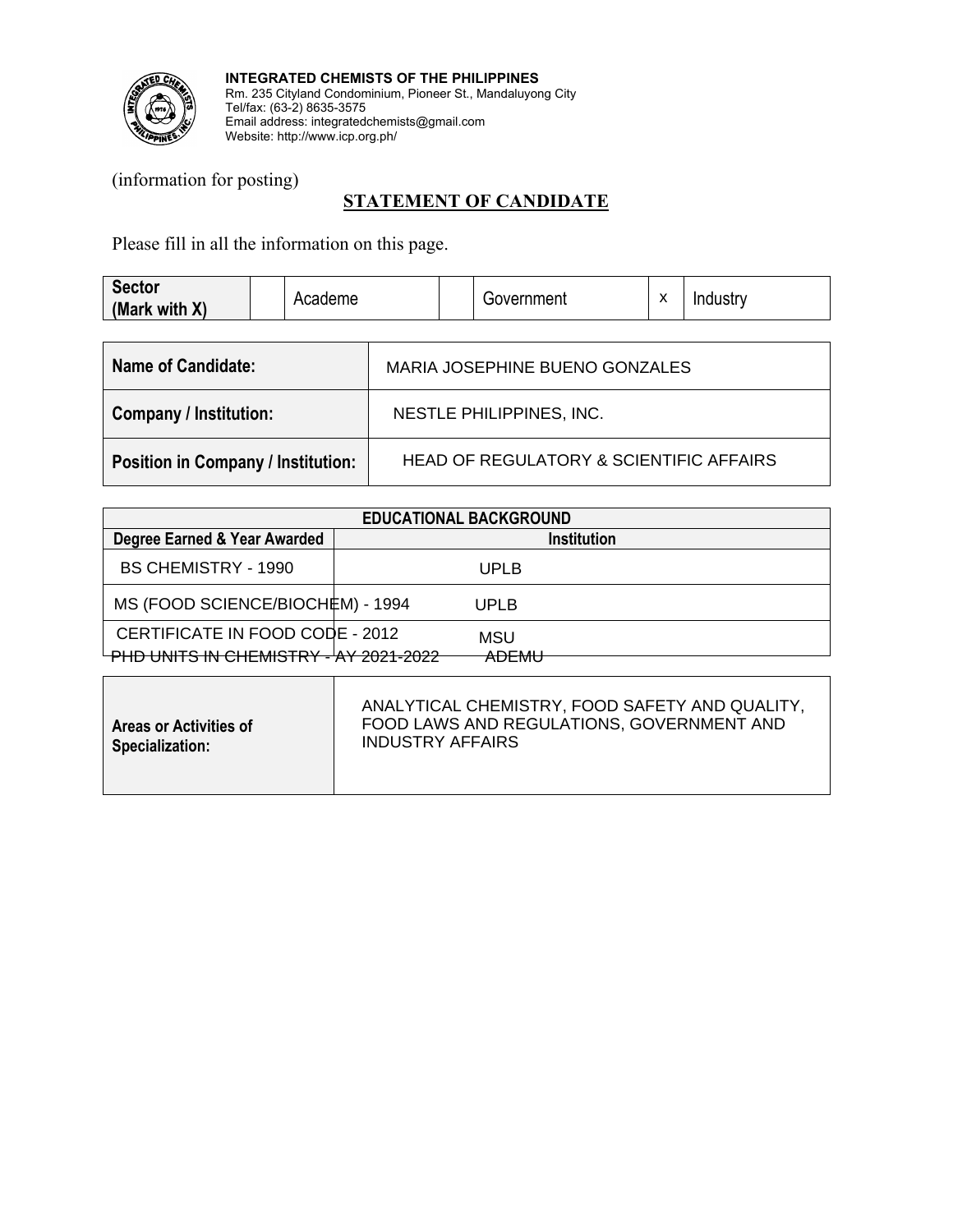**INTEGRATED CHEMISTS OF THE PHILIPPINES**
Rm. 235 Cityland Condominium, Pioneer St., Mandaluyong City
Tel/fax: (63-2) 8635-3575
Email address: integratedchemists@gmail.com
Website: http://www.icp.org.ph/

(information for posting)

## STATEMENT OF CANDIDATE

Please fill in all the information on this page.

| Sector (Mark with X) | | Academe | | Government | x | Industry |
|---|---|---|---|---|---|---|

| | |
|---|---|
| **Name of Candidate:** | MARIA JOSEPHINE BUENO GONZALES |
| **Company / Institution:** | NESTLE PHILIPPINES, INC. |
| **Position in Company / Institution:** | HEAD OF REGULATORY & SCIENTIFIC AFFAIRS |

| EDUCATIONAL BACKGROUND | |
|---|---|
| **Degree Earned & Year Awarded** | **Institution** |
| BS CHEMISTRY - 1990 | UPLB |
| MS (FOOD SCIENCE/BIOCHEM) - 1994 | UPLB |
| CERTIFICATE IN FOOD CODE - 2012 | MSU |
| PHD UNITS IN CHEMISTRY - AY 2021-2022 | ADEMU |

| | |
|---|---|
| **Areas or Activities of Specialization:** | ANALYTICAL CHEMISTRY, FOOD SAFETY AND QUALITY, FOOD LAWS AND REGULATIONS, GOVERNMENT AND INDUSTRY AFFAIRS |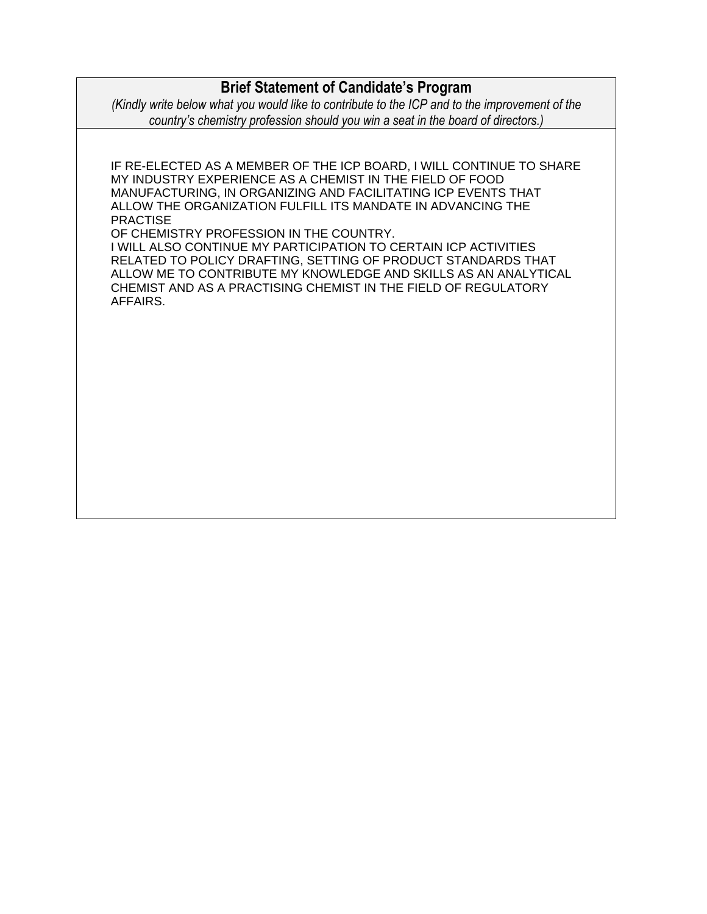## Brief Statement of Candidate's Program

*(Kindly write below what you would like to contribute to the ICP and to the improvement of the country's chemistry profession should you win a seat in the board of directors.)*

IF RE-ELECTED AS A MEMBER OF THE ICP BOARD, I WILL CONTINUE TO SHARE MY INDUSTRY EXPERIENCE AS A CHEMIST IN THE FIELD OF FOOD MANUFACTURING, IN ORGANIZING AND FACILITATING ICP EVENTS THAT ALLOW THE ORGANIZATION FULFILL ITS MANDATE IN ADVANCING THE PRACTISE
OF CHEMISTRY PROFESSION IN THE COUNTRY.
I WILL ALSO CONTINUE MY PARTICIPATION TO CERTAIN ICP ACTIVITIES RELATED TO POLICY DRAFTING, SETTING OF PRODUCT STANDARDS THAT ALLOW ME TO CONTRIBUTE MY KNOWLEDGE AND SKILLS AS AN ANALYTICAL CHEMIST AND AS A PRACTISING CHEMIST IN THE FIELD OF REGULATORY AFFAIRS.